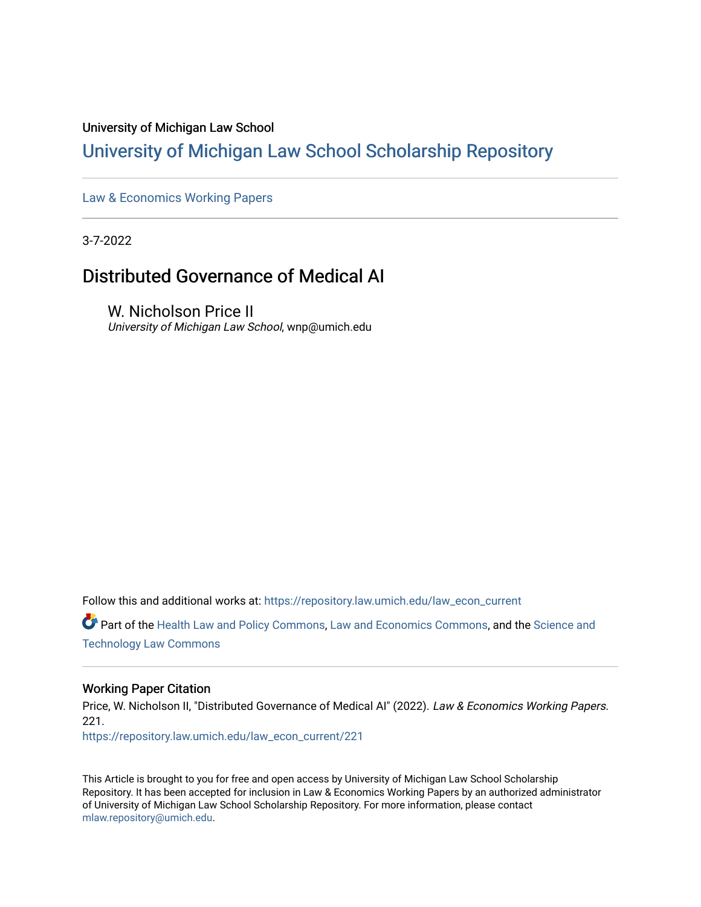University of Michigan Law School

# University of Michigan Law School Scholarship Repository

Law & Economics Working Papers

3-7-2022

## Distributed Governance of Medical AI

W. Nicholson Price II
*University of Michigan Law School*, wnp@umich.edu

Follow this and additional works at: https://repository.law.umich.edu/law_econ_current

Part of the Health Law and Policy Commons, Law and Economics Commons, and the Science and Technology Law Commons

### Working Paper Citation

Price, W. Nicholson II, "Distributed Governance of Medical AI" (2022). *Law & Economics Working Papers*. 221.
https://repository.law.umich.edu/law_econ_current/221

This Article is brought to you for free and open access by University of Michigan Law School Scholarship Repository. It has been accepted for inclusion in Law & Economics Working Papers by an authorized administrator of University of Michigan Law School Scholarship Repository. For more information, please contact mlaw.repository@umich.edu.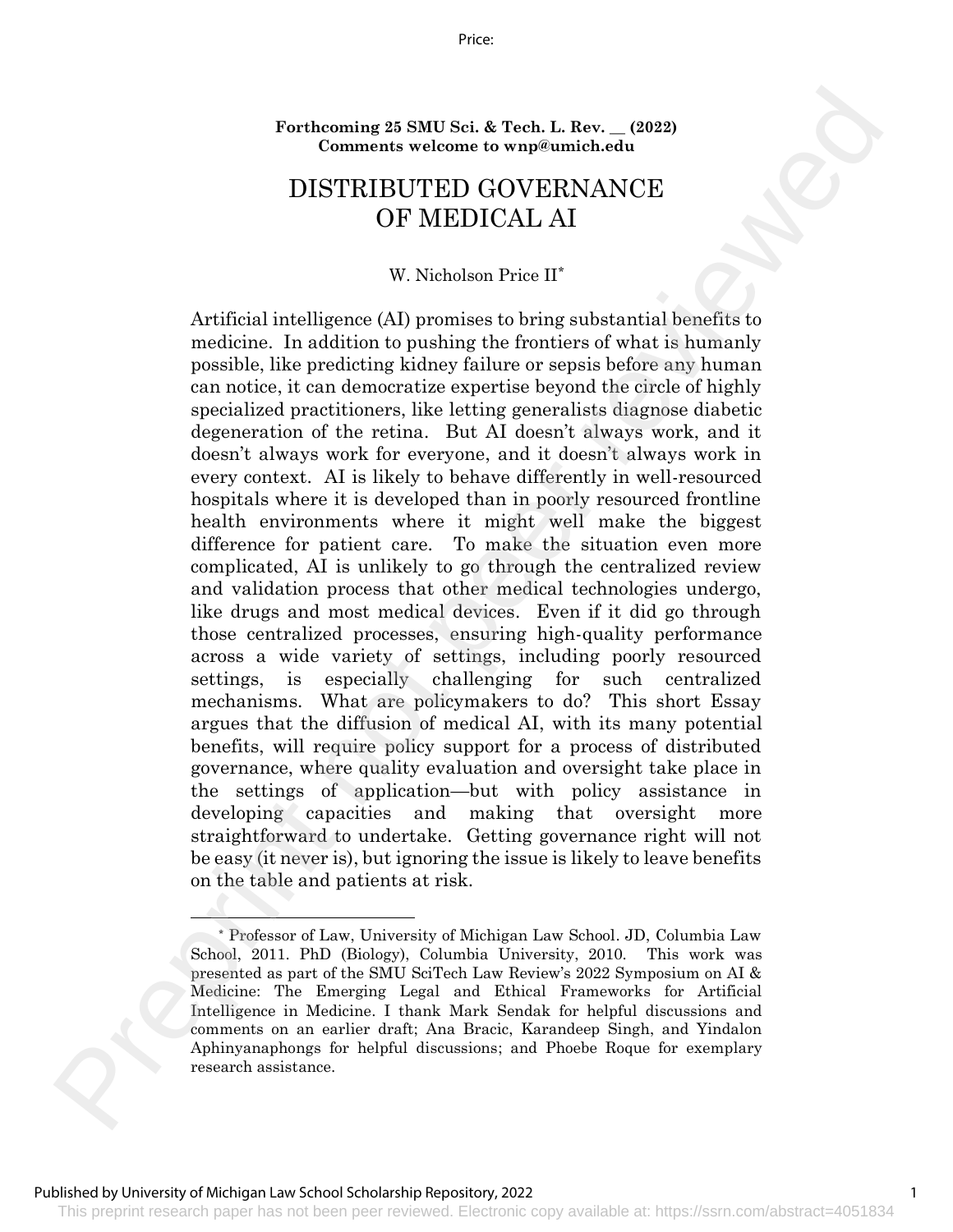**Forthcoming 25 SMU Sci. & Tech. L. Rev. __ (2022)**
**Comments welcome to wnp@umich.edu**

# DISTRIBUTED GOVERNANCE OF MEDICAL AI

W. Nicholson Price II*

Artificial intelligence (AI) promises to bring substantial benefits to medicine. In addition to pushing the frontiers of what is humanly possible, like predicting kidney failure or sepsis before any human can notice, it can democratize expertise beyond the circle of highly specialized practitioners, like letting generalists diagnose diabetic degeneration of the retina. But AI doesn't always work, and it doesn't always work for everyone, and it doesn't always work in every context. AI is likely to behave differently in well-resourced hospitals where it is developed than in poorly resourced frontline health environments where it might well make the biggest difference for patient care. To make the situation even more complicated, AI is unlikely to go through the centralized review and validation process that other medical technologies undergo, like drugs and most medical devices. Even if it did go through those centralized processes, ensuring high-quality performance across a wide variety of settings, including poorly resourced settings, is especially challenging for such centralized mechanisms. What are policymakers to do? This short Essay argues that the diffusion of medical AI, with its many potential benefits, will require policy support for a process of distributed governance, where quality evaluation and oversight take place in the settings of application—but with policy assistance in developing capacities and making that oversight more straightforward to undertake. Getting governance right will not be easy (it never is), but ignoring the issue is likely to leave benefits on the table and patients at risk.

---

\* Professor of Law, University of Michigan Law School. JD, Columbia Law School, 2011. PhD (Biology), Columbia University, 2010. This work was presented as part of the SMU SciTech Law Review's 2022 Symposium on AI & Medicine: The Emerging Legal and Ethical Frameworks for Artificial Intelligence in Medicine. I thank Mark Sendak for helpful discussions and comments on an earlier draft; Ana Bracic, Karandeep Singh, and Yindalon Aphinyanaphongs for helpful discussions; and Phoebe Roque for exemplary research assistance.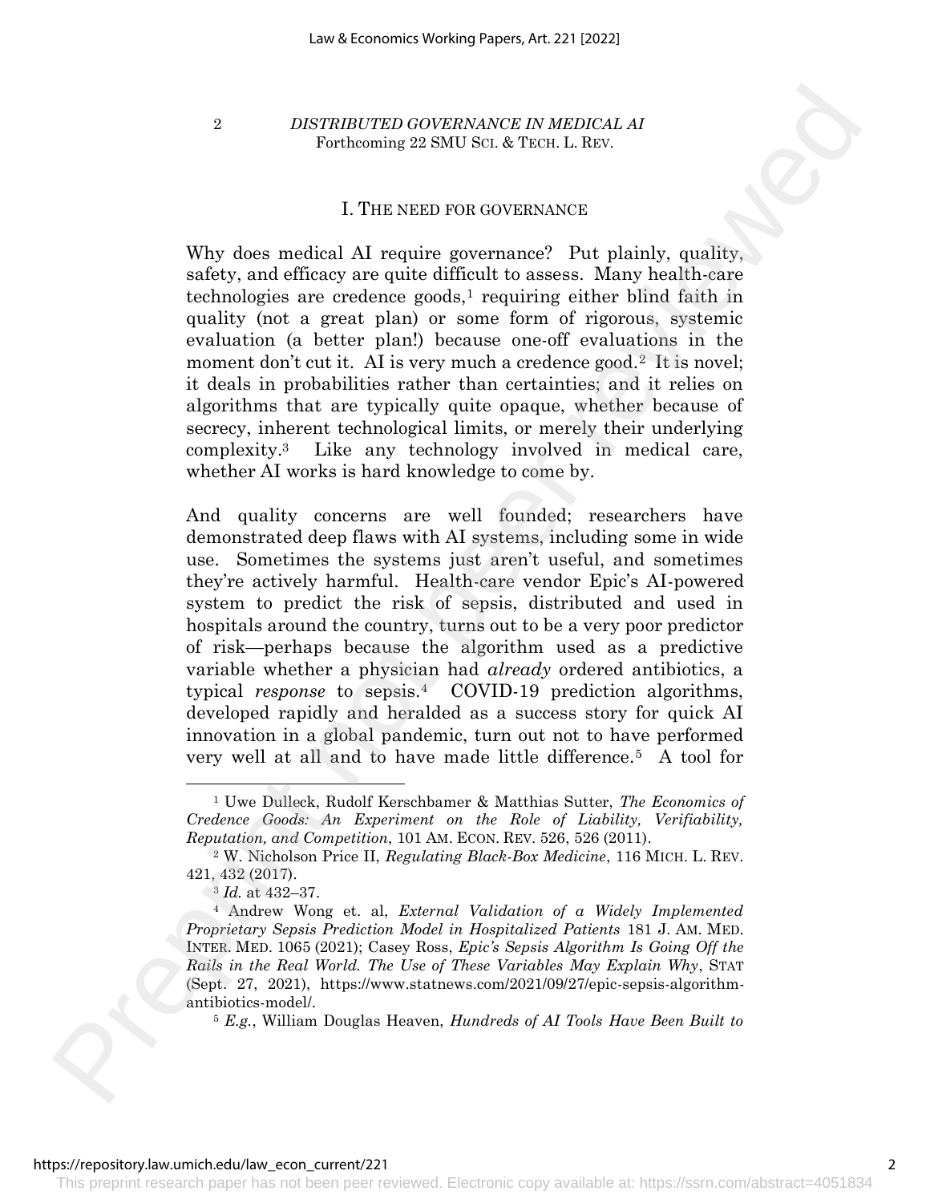## I. The need for governance

Why does medical AI require governance? Put plainly, quality, safety, and efficacy are quite difficult to assess. Many health-care technologies are credence goods,[1] requiring either blind faith in quality (not a great plan) or some form of rigorous, systemic evaluation (a better plan!) because one-off evaluations in the moment don't cut it. AI is very much a credence good.[2] It is novel; it deals in probabilities rather than certainties; and it relies on algorithms that are typically quite opaque, whether because of secrecy, inherent technological limits, or merely their underlying complexity.[3] Like any technology involved in medical care, whether AI works is hard knowledge to come by.

And quality concerns are well founded; researchers have demonstrated deep flaws with AI systems, including some in wide use. Sometimes the systems just aren't useful, and sometimes they're actively harmful. Health-care vendor Epic's AI-powered system to predict the risk of sepsis, distributed and used in hospitals around the country, turns out to be a very poor predictor of risk—perhaps because the algorithm used as a predictive variable whether a physician had *already* ordered antibiotics, a typical *response* to sepsis.[4] COVID-19 prediction algorithms, developed rapidly and heralded as a success story for quick AI innovation in a global pandemic, turn out not to have performed very well at all and to have made little difference.[5] A tool for

---

[1] Uwe Dulleck, Rudolf Kerschbamer & Matthias Sutter, *The Economics of Credence Goods: An Experiment on the Role of Liability, Verifiability, Reputation, and Competition*, 101 AM. ECON. REV. 526, 526 (2011).

[2] W. Nicholson Price II, *Regulating Black-Box Medicine*, 116 MICH. L. REV. 421, 432 (2017).

[3] *Id.* at 432–37.

[4] Andrew Wong et. al, *External Validation of a Widely Implemented Proprietary Sepsis Prediction Model in Hospitalized Patients* 181 J. AM. MED. INTER. MED. 1065 (2021); Casey Ross, *Epic's Sepsis Algorithm Is Going Off the Rails in the Real World. The Use of These Variables May Explain Why*, STAT (Sept. 27, 2021), https://www.statnews.com/2021/09/27/epic-sepsis-algorithm-antibiotics-model/.

[5] *E.g.*, William Douglas Heaven, *Hundreds of AI Tools Have Been Built to*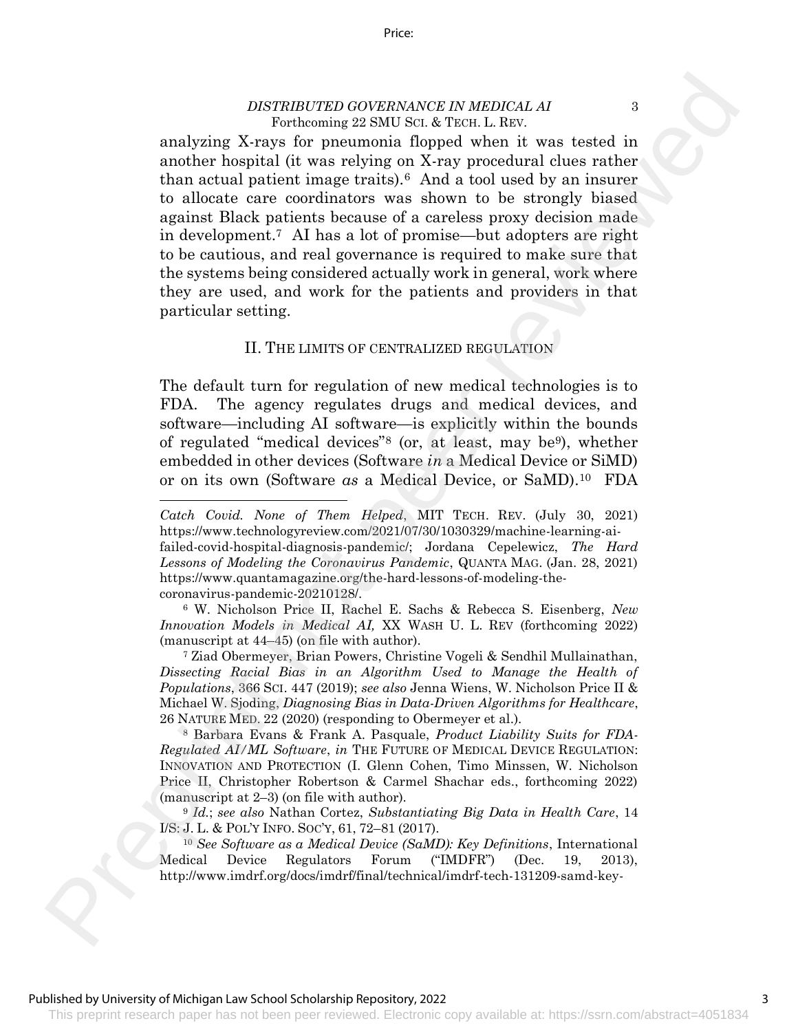analyzing X-rays for pneumonia flopped when it was tested in another hospital (it was relying on X-ray procedural clues rather than actual patient image traits).[6] And a tool used by an insurer to allocate care coordinators was shown to be strongly biased against Black patients because of a careless proxy decision made in development.[7] AI has a lot of promise—but adopters are right to be cautious, and real governance is required to make sure that the systems being considered actually work in general, work where they are used, and work for the patients and providers in that particular setting.

## II. THE LIMITS OF CENTRALIZED REGULATION

The default turn for regulation of new medical technologies is to FDA. The agency regulates drugs and medical devices, and software—including AI software—is explicitly within the bounds of regulated "medical devices"[8] (or, at least, may be[9]), whether embedded in other devices (Software *in* a Medical Device or SiMD) or on its own (Software *as* a Medical Device, or SaMD).[10] FDA

---

*Catch Covid. None of Them Helped*, MIT TECH. REV. (July 30, 2021) https://www.technologyreview.com/2021/07/30/1030329/machine-learning-ai-failed-covid-hospital-diagnosis-pandemic/; Jordana Cepelewicz, *The Hard Lessons of Modeling the Coronavirus Pandemic*, QUANTA MAG. (Jan. 28, 2021) https://www.quantamagazine.org/the-hard-lessons-of-modeling-the-coronavirus-pandemic-20210128/.

[6] W. Nicholson Price II, Rachel E. Sachs & Rebecca S. Eisenberg, *New Innovation Models in Medical AI,* XX WASH U. L. REV (forthcoming 2022) (manuscript at 44–45) (on file with author).

[7] Ziad Obermeyer, Brian Powers, Christine Vogeli & Sendhil Mullainathan, *Dissecting Racial Bias in an Algorithm Used to Manage the Health of Populations*, 366 SCI. 447 (2019); *see also* Jenna Wiens, W. Nicholson Price II & Michael W. Sjoding, *Diagnosing Bias in Data-Driven Algorithms for Healthcare*, 26 NATURE MED. 22 (2020) (responding to Obermeyer et al.).

[8] Barbara Evans & Frank A. Pasquale, *Product Liability Suits for FDA-Regulated AI/ML Software*, *in* THE FUTURE OF MEDICAL DEVICE REGULATION: INNOVATION AND PROTECTION (I. Glenn Cohen, Timo Minssen, W. Nicholson Price II, Christopher Robertson & Carmel Shachar eds., forthcoming 2022) (manuscript at 2–3) (on file with author).

[9] *Id.*; *see also* Nathan Cortez, *Substantiating Big Data in Health Care*, 14 I/S: J. L. & POL'Y INFO. SOC'Y, 61, 72–81 (2017).

[10] *See Software as a Medical Device (SaMD): Key Definitions*, International Medical Device Regulators Forum ("IMDFR") (Dec. 19, 2013), http://www.imdrf.org/docs/imdrf/final/technical/imdrf-tech-131209-samd-key-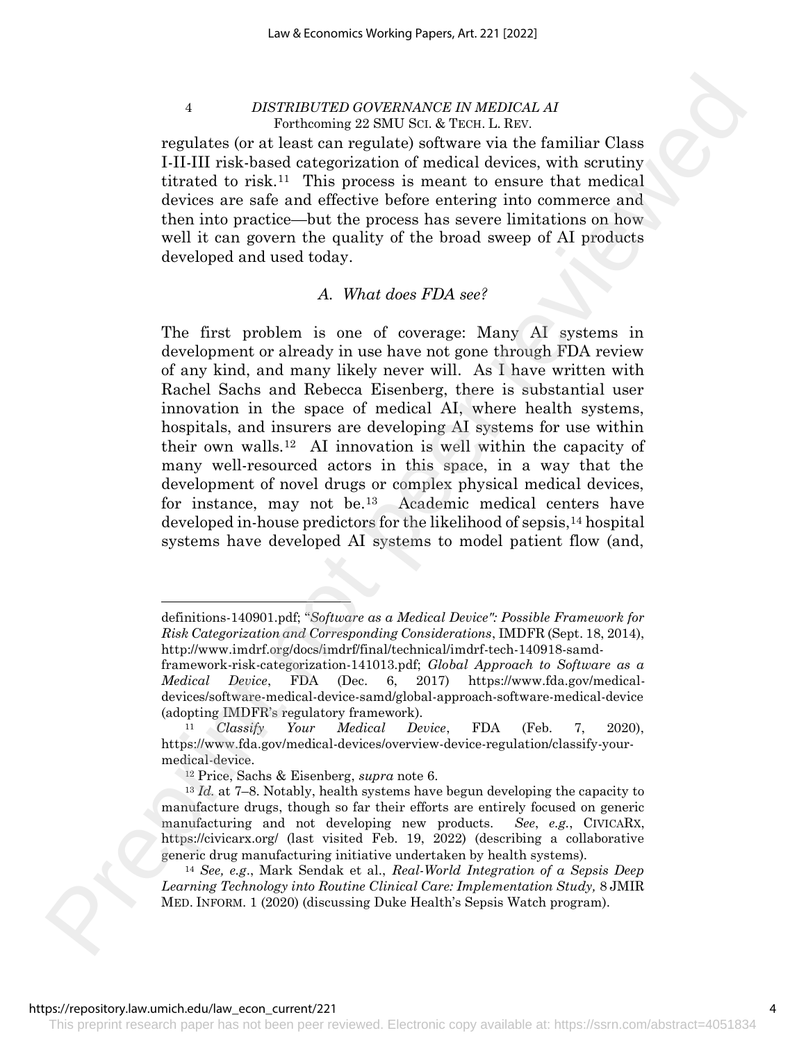regulates (or at least can regulate) software via the familiar Class I-II-III risk-based categorization of medical devices, with scrutiny titrated to risk.[11] This process is meant to ensure that medical devices are safe and effective before entering into commerce and then into practice—but the process has severe limitations on how well it can govern the quality of the broad sweep of AI products developed and used today.

### *A. What does FDA see?*

The first problem is one of coverage: Many AI systems in development or already in use have not gone through FDA review of any kind, and many likely never will. As I have written with Rachel Sachs and Rebecca Eisenberg, there is substantial user innovation in the space of medical AI, where health systems, hospitals, and insurers are developing AI systems for use within their own walls.[12] AI innovation is well within the capacity of many well-resourced actors in this space, in a way that the development of novel drugs or complex physical medical devices, for instance, may not be.[13] Academic medical centers have developed in-house predictors for the likelihood of sepsis,[14] hospital systems have developed AI systems to model patient flow (and,

---

definitions-140901.pdf; "*Software as a Medical Device": Possible Framework for Risk Categorization and Corresponding Considerations*, IMDFR (Sept. 18, 2014), http://www.imdrf.org/docs/imdrf/final/technical/imdrf-tech-140918-samd-framework-risk-categorization-141013.pdf; *Global Approach to Software as a Medical Device*, FDA (Dec. 6, 2017) https://www.fda.gov/medical-devices/software-medical-device-samd/global-approach-software-medical-device (adopting IMDFR's regulatory framework).

[11] *Classify Your Medical Device*, FDA (Feb. 7, 2020), https://www.fda.gov/medical-devices/overview-device-regulation/classify-your-medical-device.

[12] Price, Sachs & Eisenberg, *supra* note 6.

[13] *Id.* at 7–8. Notably, health systems have begun developing the capacity to manufacture drugs, though so far their efforts are entirely focused on generic manufacturing and not developing new products. *See, e.g.*, CIVICARX, https://civicarx.org/ (last visited Feb. 19, 2022) (describing a collaborative generic drug manufacturing initiative undertaken by health systems).

[14] *See, e.g.*, Mark Sendak et al., *Real-World Integration of a Sepsis Deep Learning Technology into Routine Clinical Care: Implementation Study,* 8 JMIR MED. INFORM. 1 (2020) (discussing Duke Health's Sepsis Watch program).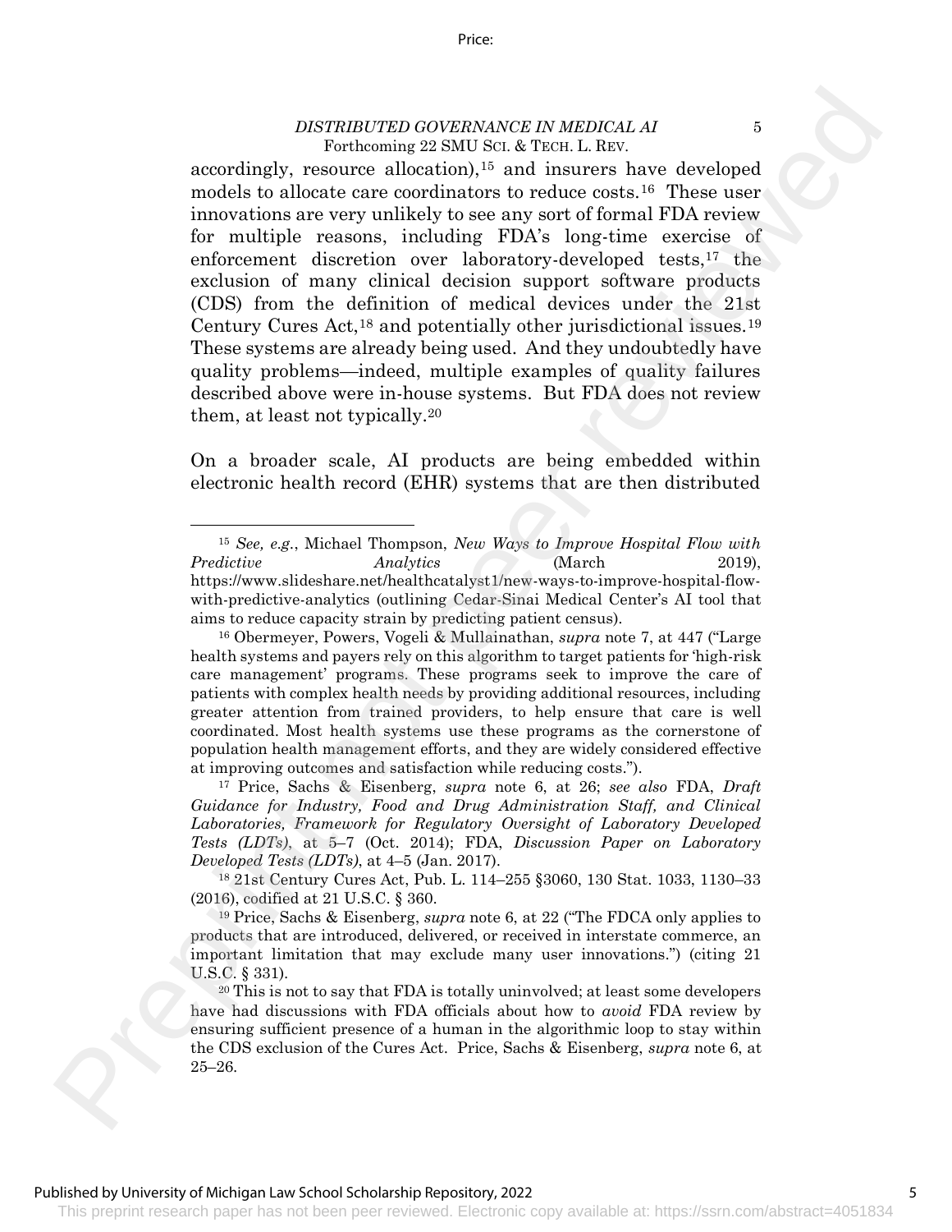accordingly, resource allocation),[15] and insurers have developed models to allocate care coordinators to reduce costs.[16] These user innovations are very unlikely to see any sort of formal FDA review for multiple reasons, including FDA's long-time exercise of enforcement discretion over laboratory-developed tests,[17] the exclusion of many clinical decision support software products (CDS) from the definition of medical devices under the 21st Century Cures Act,[18] and potentially other jurisdictional issues.[19] These systems are already being used. And they undoubtedly have quality problems—indeed, multiple examples of quality failures described above were in-house systems. But FDA does not review them, at least not typically.[20]

On a broader scale, AI products are being embedded within electronic health record (EHR) systems that are then distributed

---

[15] *See, e.g.*, Michael Thompson, *New Ways to Improve Hospital Flow with Predictive Analytics* (March 2019), https://www.slideshare.net/healthcatalyst1/new-ways-to-improve-hospital-flow-with-predictive-analytics (outlining Cedar-Sinai Medical Center's AI tool that aims to reduce capacity strain by predicting patient census).

[16] Obermeyer, Powers, Vogeli & Mullainathan, *supra* note 7, at 447 ("Large health systems and payers rely on this algorithm to target patients for 'high-risk care management' programs. These programs seek to improve the care of patients with complex health needs by providing additional resources, including greater attention from trained providers, to help ensure that care is well coordinated. Most health systems use these programs as the cornerstone of population health management efforts, and they are widely considered effective at improving outcomes and satisfaction while reducing costs.").

[17] Price, Sachs & Eisenberg, *supra* note 6, at 26; *see also* FDA, *Draft Guidance for Industry, Food and Drug Administration Staff, and Clinical Laboratories, Framework for Regulatory Oversight of Laboratory Developed Tests (LDTs)*, at 5–7 (Oct. 2014); FDA, *Discussion Paper on Laboratory Developed Tests (LDTs)*, at 4–5 (Jan. 2017).

[18] 21st Century Cures Act, Pub. L. 114–255 §3060, 130 Stat. 1033, 1130–33 (2016), codified at 21 U.S.C. § 360.

[19] Price, Sachs & Eisenberg, *supra* note 6, at 22 ("The FDCA only applies to products that are introduced, delivered, or received in interstate commerce, an important limitation that may exclude many user innovations.") (citing 21 U.S.C. § 331).

[20] This is not to say that FDA is totally uninvolved; at least some developers have had discussions with FDA officials about how to *avoid* FDA review by ensuring sufficient presence of a human in the algorithmic loop to stay within the CDS exclusion of the Cures Act. Price, Sachs & Eisenberg, *supra* note 6, at 25–26.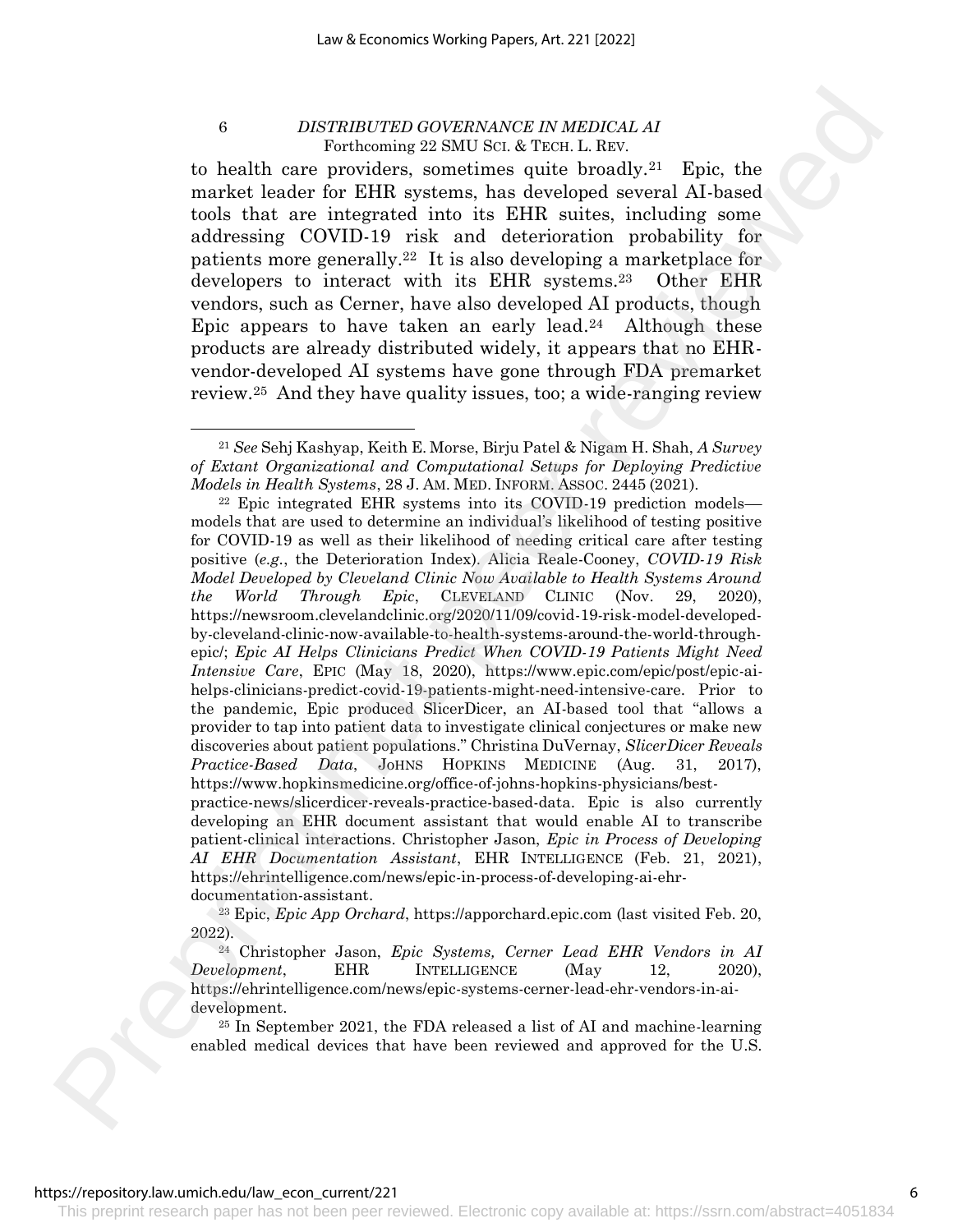to health care providers, sometimes quite broadly.[21] Epic, the market leader for EHR systems, has developed several AI-based tools that are integrated into its EHR suites, including some addressing COVID-19 risk and deterioration probability for patients more generally.[22] It is also developing a marketplace for developers to interact with its EHR systems.[23] Other EHR vendors, such as Cerner, have also developed AI products, though Epic appears to have taken an early lead.[24] Although these products are already distributed widely, it appears that no EHR-vendor-developed AI systems have gone through FDA premarket review.[25] And they have quality issues, too; a wide-ranging review

[21] *See* Sehj Kashyap, Keith E. Morse, Birju Patel & Nigam H. Shah, *A Survey of Extant Organizational and Computational Setups for Deploying Predictive Models in Health Systems*, 28 J. AM. MED. INFORM. ASSOC. 2445 (2021).

[22] Epic integrated EHR systems into its COVID-19 prediction models—models that are used to determine an individual's likelihood of testing positive for COVID-19 as well as their likelihood of needing critical care after testing positive (*e.g.*, the Deterioration Index). Alicia Reale-Cooney, *COVID-19 Risk Model Developed by Cleveland Clinic Now Available to Health Systems Around the World Through Epic*, CLEVELAND CLINIC (Nov. 29, 2020), https://newsroom.clevelandclinic.org/2020/11/09/covid-19-risk-model-developed-by-cleveland-clinic-now-available-to-health-systems-around-the-world-through-epic/; *Epic AI Helps Clinicians Predict When COVID-19 Patients Might Need Intensive Care*, EPIC (May 18, 2020), https://www.epic.com/epic/post/epic-ai-helps-clinicians-predict-covid-19-patients-might-need-intensive-care. Prior to the pandemic, Epic produced SlicerDicer, an AI-based tool that "allows a provider to tap into patient data to investigate clinical conjectures or make new discoveries about patient populations." Christina DuVernay, *SlicerDicer Reveals Practice-Based Data*, JOHNS HOPKINS MEDICINE (Aug. 31, 2017), https://www.hopkinsmedicine.org/office-of-johns-hopkins-physicians/best-practice-news/slicerdicer-reveals-practice-based-data. Epic is also currently developing an EHR document assistant that would enable AI to transcribe patient-clinical interactions. Christopher Jason, *Epic in Process of Developing AI EHR Documentation Assistant*, EHR INTELLIGENCE (Feb. 21, 2021), https://ehrintelligence.com/news/epic-in-process-of-developing-ai-ehr-documentation-assistant.

[23] Epic, *Epic App Orchard*, https://apporchard.epic.com (last visited Feb. 20, 2022).

[24] Christopher Jason, *Epic Systems, Cerner Lead EHR Vendors in AI Development*, EHR INTELLIGENCE (May 12, 2020), https://ehrintelligence.com/news/epic-systems-cerner-lead-ehr-vendors-in-ai-development.

[25] In September 2021, the FDA released a list of AI and machine-learning enabled medical devices that have been reviewed and approved for the U.S.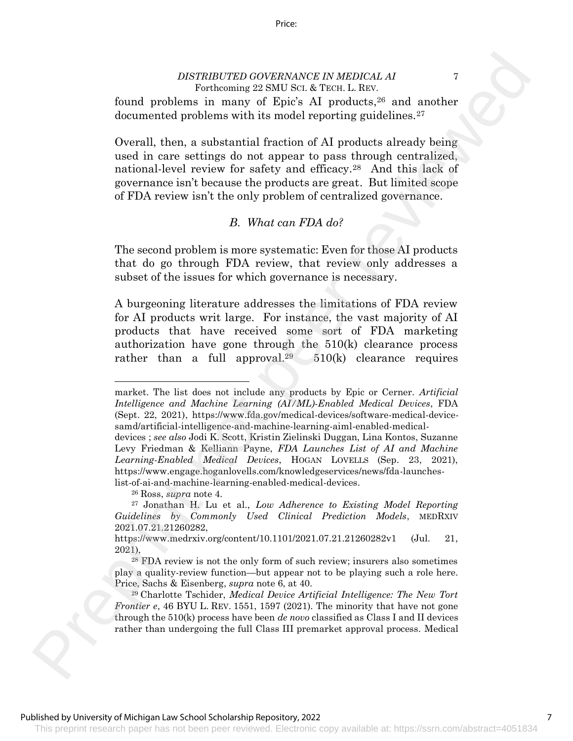found problems in many of Epic's AI products,[26] and another documented problems with its model reporting guidelines.[27]

Overall, then, a substantial fraction of AI products already being used in care settings do not appear to pass through centralized, national-level review for safety and efficacy.[28] And this lack of governance isn't because the products are great. But limited scope of FDA review isn't the only problem of centralized governance.

### *B. What can FDA do?*

The second problem is more systematic: Even for those AI products that do go through FDA review, that review only addresses a subset of the issues for which governance is necessary.

A burgeoning literature addresses the limitations of FDA review for AI products writ large. For instance, the vast majority of AI products that have received some sort of FDA marketing authorization have gone through the 510(k) clearance process rather than a full approval.[29] 510(k) clearance requires

---

market. The list does not include any products by Epic or Cerner. *Artificial Intelligence and Machine Learning (AI/ML)-Enabled Medical Devices*, FDA (Sept. 22, 2021), https://www.fda.gov/medical-devices/software-medical-device-samd/artificial-intelligence-and-machine-learning-aiml-enabled-medical-devices ; *see also* Jodi K. Scott, Kristin Zielinski Duggan, Lina Kontos, Suzanne Levy Friedman & Kelliann Payne, *FDA Launches List of AI and Machine Learning-Enabled Medical Devices*, HOGAN LOVELLS (Sep. 23, 2021), https://www.engage.hoganlovells.com/knowledgeservices/news/fda-launches-list-of-ai-and-machine-learning-enabled-medical-devices.

[26] Ross, *supra* note 4.

[27] Jonathan H. Lu et al., *Low Adherence to Existing Model Reporting Guidelines by Commonly Used Clinical Prediction Models*, MEDRXIV 2021.07.21.21260282, https://www.medrxiv.org/content/10.1101/2021.07.21.21260282v1 (Jul. 21, 2021),

[28] FDA review is not the only form of such review; insurers also sometimes play a quality-review function—but appear not to be playing such a role here. Price, Sachs & Eisenberg, *supra* note 6, at 40.

[29] Charlotte Tschider, *Medical Device Artificial Intelligence: The New Tort Frontier e*, 46 BYU L. REV. 1551, 1597 (2021). The minority that have not gone through the 510(k) process have been *de novo* classified as Class I and II devices rather than undergoing the full Class III premarket approval process. Medical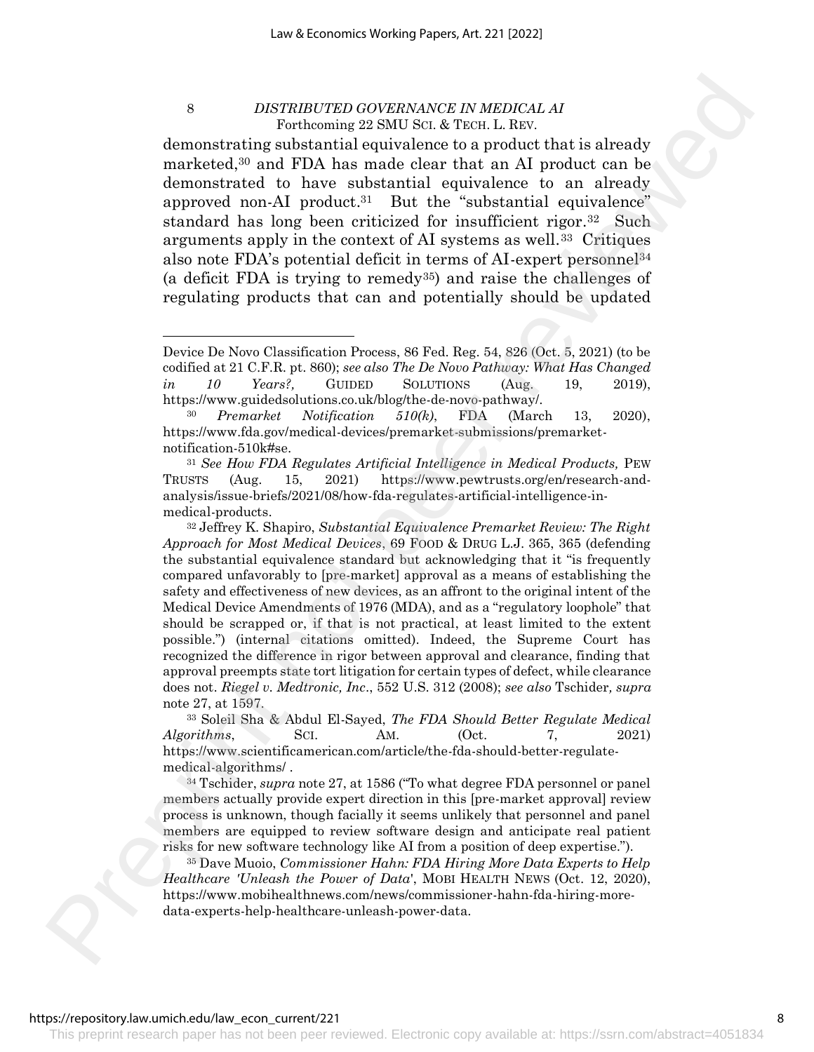demonstrating substantial equivalence to a product that is already marketed,[30] and FDA has made clear that an AI product can be demonstrated to have substantial equivalence to an already approved non-AI product.[31] But the "substantial equivalence" standard has long been criticized for insufficient rigor.[32] Such arguments apply in the context of AI systems as well.[33] Critiques also note FDA's potential deficit in terms of AI-expert personnel[34] (a deficit FDA is trying to remedy[35]) and raise the challenges of regulating products that can and potentially should be updated

---

Device De Novo Classification Process, 86 Fed. Reg. 54, 826 (Oct. 5, 2021) (to be codified at 21 C.F.R. pt. 860); *see also The De Novo Pathway: What Has Changed in 10 Years?*, GUIDED SOLUTIONS (Aug. 19, 2019), https://www.guidedsolutions.co.uk/blog/the-de-novo-pathway/.

[30] *Premarket Notification 510(k)*, FDA (March 13, 2020), https://www.fda.gov/medical-devices/premarket-submissions/premarket-notification-510k#se.

[31] *See How FDA Regulates Artificial Intelligence in Medical Products,* PEW TRUSTS (Aug. 15, 2021) https://www.pewtrusts.org/en/research-and-analysis/issue-briefs/2021/08/how-fda-regulates-artificial-intelligence-in-medical-products.

[32] Jeffrey K. Shapiro, *Substantial Equivalence Premarket Review: The Right Approach for Most Medical Devices*, 69 FOOD & DRUG L.J. 365, 365 (defending the substantial equivalence standard but acknowledging that it "is frequently compared unfavorably to [pre-market] approval as a means of establishing the safety and effectiveness of new devices, as an affront to the original intent of the Medical Device Amendments of 1976 (MDA), and as a "regulatory loophole" that should be scrapped or, if that is not practical, at least limited to the extent possible.") (internal citations omitted). Indeed, the Supreme Court has recognized the difference in rigor between approval and clearance, finding that approval preempts state tort litigation for certain types of defect, while clearance does not. *Riegel v. Medtronic, Inc*., 552 U.S. 312 (2008); *see also* Tschider*, supra* note 27, at 1597.

[33] Soleil Sha & Abdul El-Sayed, *The FDA Should Better Regulate Medical Algorithms*, SCI. AM. (Oct. 7, 2021) https://www.scientificamerican.com/article/the-fda-should-better-regulate-medical-algorithms/ .

[34] Tschider, *supra* note 27, at 1586 ("To what degree FDA personnel or panel members actually provide expert direction in this [pre-market approval] review process is unknown, though facially it seems unlikely that personnel and panel members are equipped to review software design and anticipate real patient risks for new software technology like AI from a position of deep expertise.").

[35] Dave Muoio, *Commissioner Hahn: FDA Hiring More Data Experts to Help Healthcare 'Unleash the Power of Data'*, MOBI HEALTH NEWS (Oct. 12, 2020), https://www.mobihealthnews.com/news/commissioner-hahn-fda-hiring-more-data-experts-help-healthcare-unleash-power-data.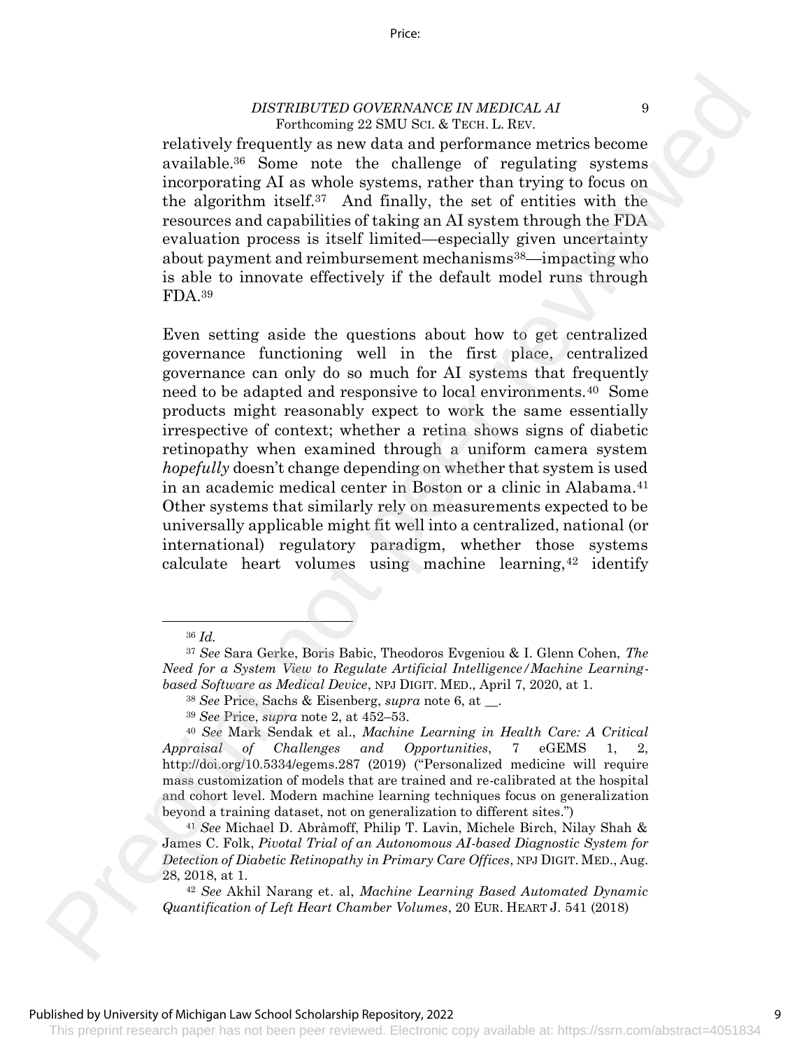relatively frequently as new data and performance metrics become available.[36] Some note the challenge of regulating systems incorporating AI as whole systems, rather than trying to focus on the algorithm itself.[37] And finally, the set of entities with the resources and capabilities of taking an AI system through the FDA evaluation process is itself limited—especially given uncertainty about payment and reimbursement mechanisms[38]—impacting who is able to innovate effectively if the default model runs through FDA.[39]

Even setting aside the questions about how to get centralized governance functioning well in the first place, centralized governance can only do so much for AI systems that frequently need to be adapted and responsive to local environments.[40] Some products might reasonably expect to work the same essentially irrespective of context; whether a retina shows signs of diabetic retinopathy when examined through a uniform camera system *hopefully* doesn't change depending on whether that system is used in an academic medical center in Boston or a clinic in Alabama.[41] Other systems that similarly rely on measurements expected to be universally applicable might fit well into a centralized, national (or international) regulatory paradigm, whether those systems calculate heart volumes using machine learning,[42] identify

---

[36] *Id.*

[37] *See* Sara Gerke, Boris Babic, Theodoros Evgeniou & I. Glenn Cohen, *The Need for a System View to Regulate Artificial Intelligence/Machine Learning-based Software as Medical Device*, NPJ DIGIT. MED., April 7, 2020, at 1.

[38] *See* Price, Sachs & Eisenberg, *supra* note 6, at __.

[39] *See* Price, *supra* note 2, at 452–53.

[40] *See* Mark Sendak et al., *Machine Learning in Health Care: A Critical Appraisal of Challenges and Opportunities*, 7 eGEMS 1, 2, http://doi.org/10.5334/egems.287 (2019) ("Personalized medicine will require mass customization of models that are trained and re-calibrated at the hospital and cohort level. Modern machine learning techniques focus on generalization beyond a training dataset, not on generalization to different sites.")

[41] *See* Michael D. Abràmoff, Philip T. Lavin, Michele Birch, Nilay Shah & James C. Folk, *Pivotal Trial of an Autonomous AI-based Diagnostic System for Detection of Diabetic Retinopathy in Primary Care Offices*, NPJ DIGIT. MED., Aug. 28, 2018, at 1.

[42] *See* Akhil Narang et. al, *Machine Learning Based Automated Dynamic Quantification of Left Heart Chamber Volumes*, 20 EUR. HEART J. 541 (2018)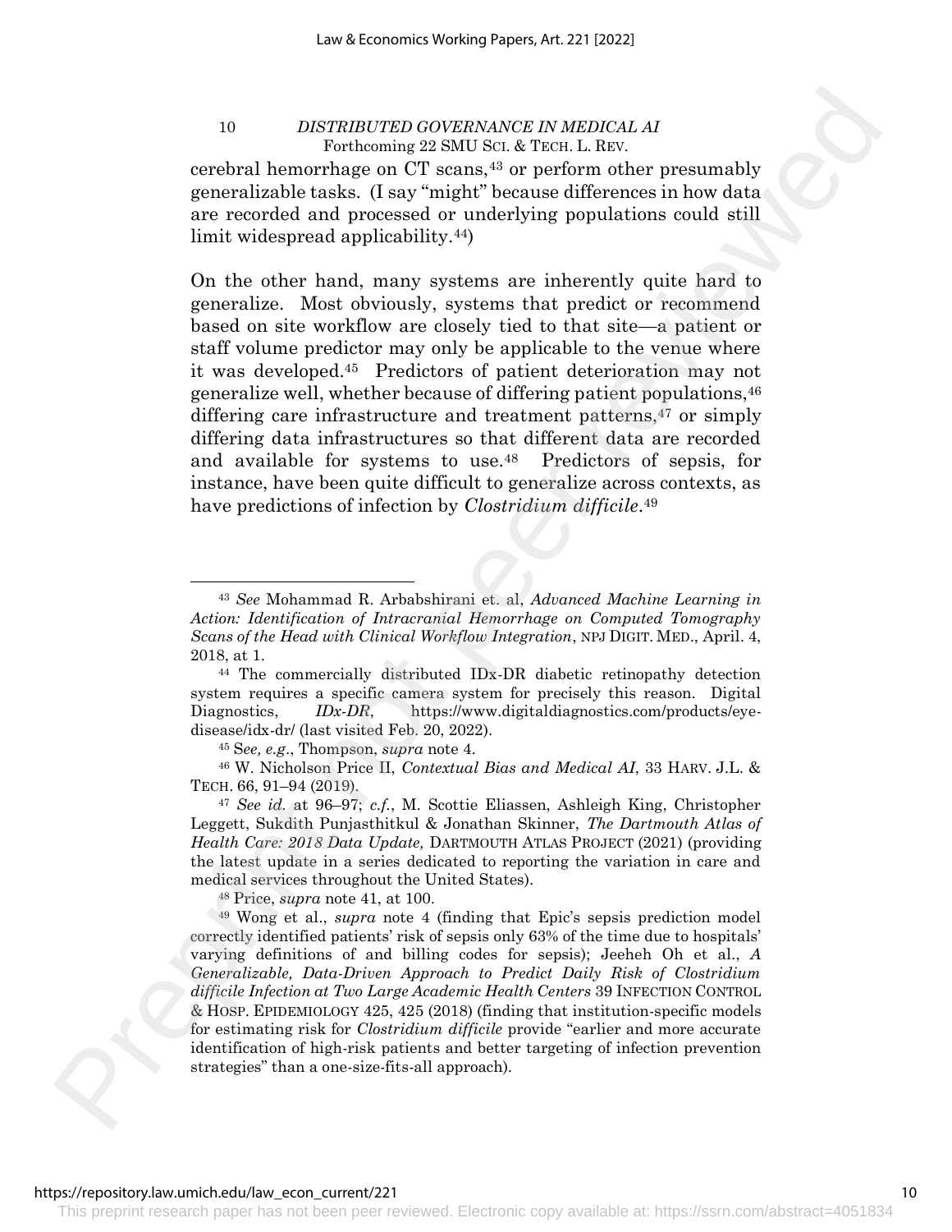cerebral hemorrhage on CT scans,[43] or perform other presumably generalizable tasks. (I say "might" because differences in how data are recorded and processed or underlying populations could still limit widespread applicability.[44])

On the other hand, many systems are inherently quite hard to generalize. Most obviously, systems that predict or recommend based on site workflow are closely tied to that site—a patient or staff volume predictor may only be applicable to the venue where it was developed.[45] Predictors of patient deterioration may not generalize well, whether because of differing patient populations,[46] differing care infrastructure and treatment patterns,[47] or simply differing data infrastructures so that different data are recorded and available for systems to use.[48] Predictors of sepsis, for instance, have been quite difficult to generalize across contexts, as have predictions of infection by *Clostridium difficile*.[49]

---

[43] *See* Mohammad R. Arbabshirani et. al, *Advanced Machine Learning in Action: Identification of Intracranial Hemorrhage on Computed Tomography Scans of the Head with Clinical Workflow Integration*, NPJ DIGIT. MED., April. 4, 2018, at 1.

[44] The commercially distributed IDx-DR diabetic retinopathy detection system requires a specific camera system for precisely this reason. Digital Diagnostics, *IDx-DR*, https://www.digitaldiagnostics.com/products/eye-disease/idx-dr/ (last visited Feb. 20, 2022).

[45] S*ee, e.g*., Thompson, *supra* note 4.

[46] W. Nicholson Price II, *Contextual Bias and Medical AI*, 33 HARV. J.L. & TECH. 66, 91–94 (2019).

[47] *See id.* at 96–97; *c.f.*, M. Scottie Eliassen, Ashleigh King, Christopher Leggett, Sukdith Punjasthitkul & Jonathan Skinner, *The Dartmouth Atlas of Health Care: 2018 Data Update,* DARTMOUTH ATLAS PROJECT (2021) (providing the latest update in a series dedicated to reporting the variation in care and medical services throughout the United States).

[48] Price, *supra* note 41, at 100.

[49] Wong et al., *supra* note 4 (finding that Epic's sepsis prediction model correctly identified patients' risk of sepsis only 63% of the time due to hospitals' varying definitions of and billing codes for sepsis); Jeeheh Oh et al., *A Generalizable, Data-Driven Approach to Predict Daily Risk of Clostridium difficile Infection at Two Large Academic Health Centers* 39 INFECTION CONTROL & HOSP. EPIDEMIOLOGY 425, 425 (2018) (finding that institution-specific models for estimating risk for *Clostridium difficile* provide "earlier and more accurate identification of high-risk patients and better targeting of infection prevention strategies" than a one-size-fits-all approach).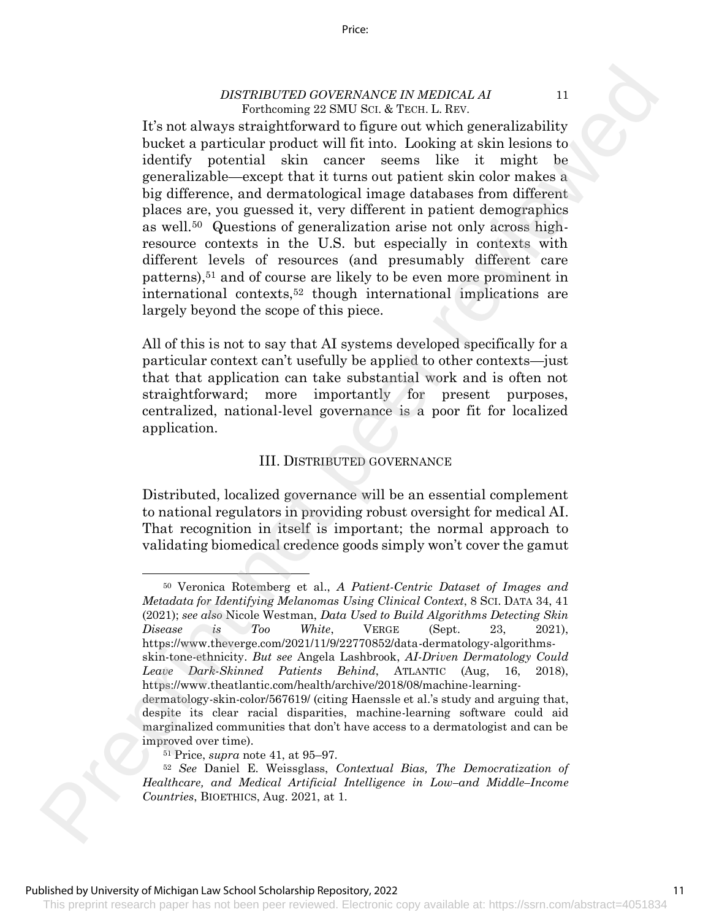It's not always straightforward to figure out which generalizability bucket a particular product will fit into. Looking at skin lesions to identify potential skin cancer seems like it might be generalizable—except that it turns out patient skin color makes a big difference, and dermatological image databases from different places are, you guessed it, very different in patient demographics as well.[50] Questions of generalization arise not only across high-resource contexts in the U.S. but especially in contexts with different levels of resources (and presumably different care patterns),[51] and of course are likely to be even more prominent in international contexts,[52] though international implications are largely beyond the scope of this piece.

All of this is not to say that AI systems developed specifically for a particular context can't usefully be applied to other contexts—just that that application can take substantial work and is often not straightforward; more importantly for present purposes, centralized, national-level governance is a poor fit for localized application.

## III. Distributed governance

Distributed, localized governance will be an essential complement to national regulators in providing robust oversight for medical AI. That recognition in itself is important; the normal approach to validating biomedical credence goods simply won't cover the gamut

---

[50] Veronica Rotemberg et al., *A Patient-Centric Dataset of Images and Metadata for Identifying Melanomas Using Clinical Context*, 8 SCI. DATA 34, 41 (2021); *see also* Nicole Westman, *Data Used to Build Algorithms Detecting Skin Disease is Too White*, VERGE (Sept. 23, 2021), https://www.theverge.com/2021/11/9/22770852/data-dermatology-algorithms-skin-tone-ethnicity. *But see* Angela Lashbrook, *AI-Driven Dermatology Could Leave Dark-Skinned Patients Behind*, ATLANTIC (Aug, 16, 2018), https://www.theatlantic.com/health/archive/2018/08/machine-learning-dermatology-skin-color/567619/ (citing Haenssle et al.'s study and arguing that, despite its clear racial disparities, machine-learning software could aid marginalized communities that don't have access to a dermatologist and can be improved over time).

[51] Price, *supra* note 41, at 95–97.

[52] *See* Daniel E. Weissglass, *Contextual Bias, The Democratization of Healthcare, and Medical Artificial Intelligence in Low–and Middle–Income Countries*, BIOETHICS, Aug. 2021, at 1.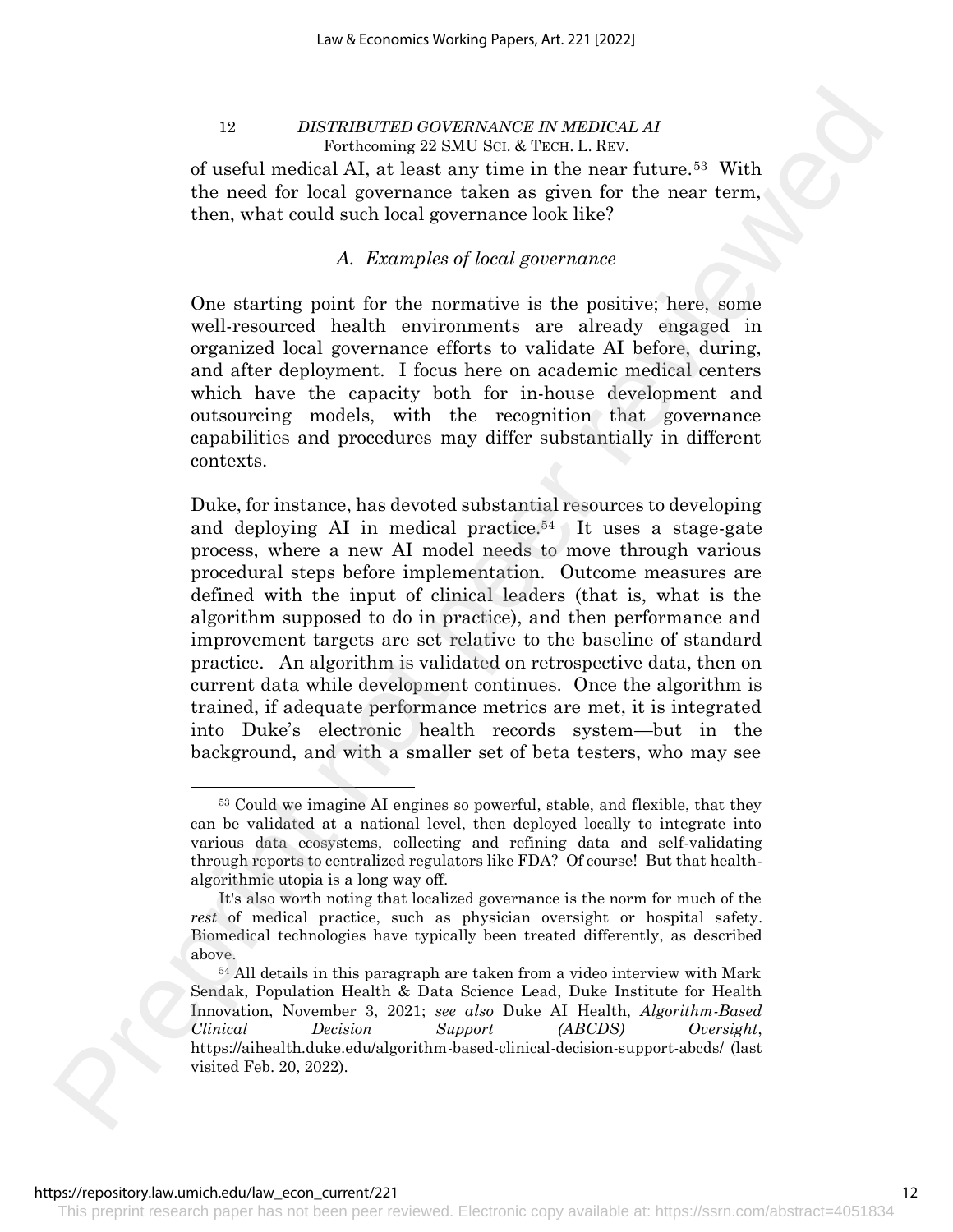of useful medical AI, at least any time in the near future.[53] With the need for local governance taken as given for the near term, then, what could such local governance look like?

### *A. Examples of local governance*

One starting point for the normative is the positive; here, some well-resourced health environments are already engaged in organized local governance efforts to validate AI before, during, and after deployment. I focus here on academic medical centers which have the capacity both for in-house development and outsourcing models, with the recognition that governance capabilities and procedures may differ substantially in different contexts.

Duke, for instance, has devoted substantial resources to developing and deploying AI in medical practice.[54] It uses a stage-gate process, where a new AI model needs to move through various procedural steps before implementation. Outcome measures are defined with the input of clinical leaders (that is, what is the algorithm supposed to do in practice), and then performance and improvement targets are set relative to the baseline of standard practice. An algorithm is validated on retrospective data, then on current data while development continues. Once the algorithm is trained, if adequate performance metrics are met, it is integrated into Duke's electronic health records system—but in the background, and with a smaller set of beta testers, who may see

---

[53] Could we imagine AI engines so powerful, stable, and flexible, that they can be validated at a national level, then deployed locally to integrate into various data ecosystems, collecting and refining data and self-validating through reports to centralized regulators like FDA? Of course! But that health-algorithmic utopia is a long way off.

It's also worth noting that localized governance is the norm for much of the *rest* of medical practice, such as physician oversight or hospital safety. Biomedical technologies have typically been treated differently, as described above.

[54] All details in this paragraph are taken from a video interview with Mark Sendak, Population Health & Data Science Lead, Duke Institute for Health Innovation, November 3, 2021; *see also* Duke AI Health, *Algorithm-Based Clinical Decision Support (ABCDS) Oversight*, https://aihealth.duke.edu/algorithm-based-clinical-decision-support-abcds/ (last visited Feb. 20, 2022).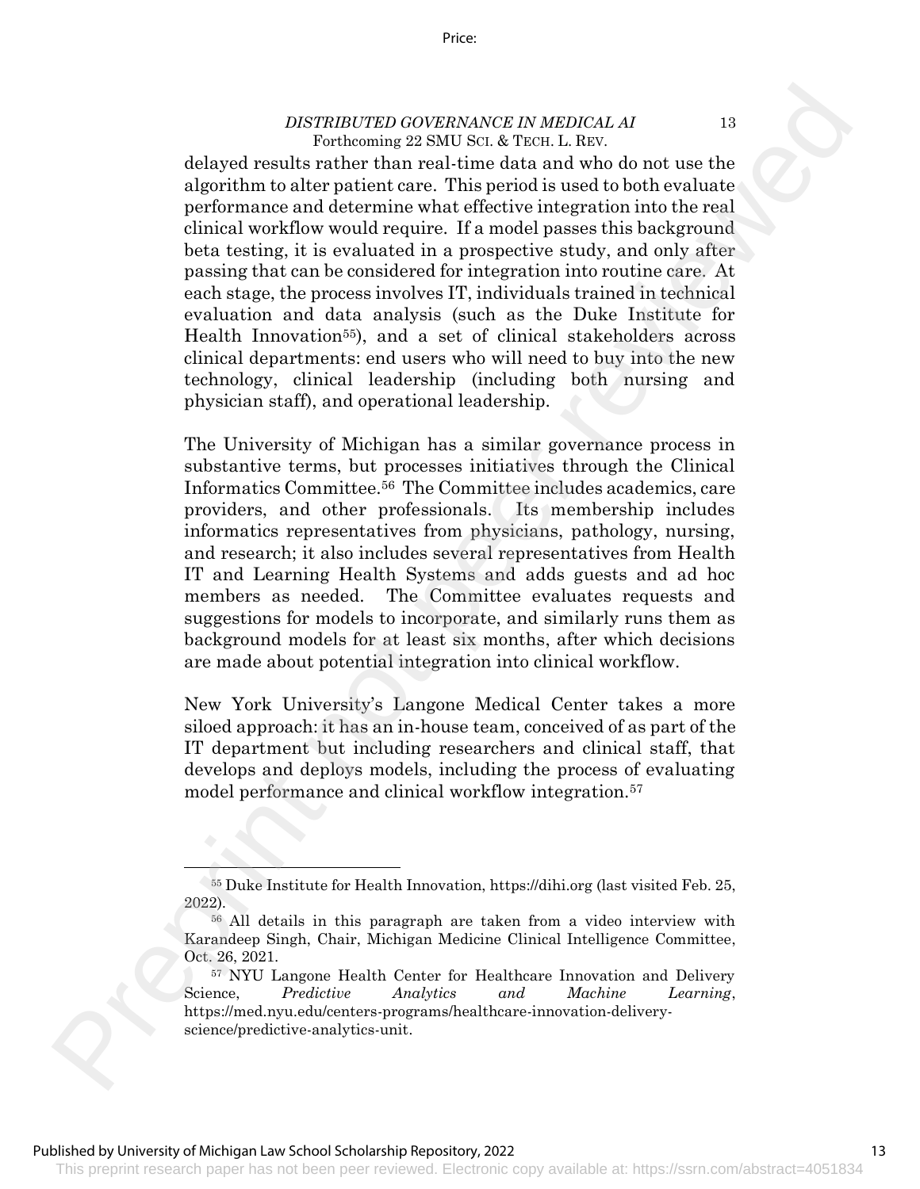delayed results rather than real-time data and who do not use the algorithm to alter patient care. This period is used to both evaluate performance and determine what effective integration into the real clinical workflow would require. If a model passes this background beta testing, it is evaluated in a prospective study, and only after passing that can be considered for integration into routine care. At each stage, the process involves IT, individuals trained in technical evaluation and data analysis (such as the Duke Institute for Health Innovation[55]), and a set of clinical stakeholders across clinical departments: end users who will need to buy into the new technology, clinical leadership (including both nursing and physician staff), and operational leadership.

The University of Michigan has a similar governance process in substantive terms, but processes initiatives through the Clinical Informatics Committee.[56] The Committee includes academics, care providers, and other professionals. Its membership includes informatics representatives from physicians, pathology, nursing, and research; it also includes several representatives from Health IT and Learning Health Systems and adds guests and ad hoc members as needed. The Committee evaluates requests and suggestions for models to incorporate, and similarly runs them as background models for at least six months, after which decisions are made about potential integration into clinical workflow.

New York University's Langone Medical Center takes a more siloed approach: it has an in-house team, conceived of as part of the IT department but including researchers and clinical staff, that develops and deploys models, including the process of evaluating model performance and clinical workflow integration.[57]

---

[55] Duke Institute for Health Innovation, https://dihi.org (last visited Feb. 25, 2022).

[56] All details in this paragraph are taken from a video interview with Karandeep Singh, Chair, Michigan Medicine Clinical Intelligence Committee, Oct. 26, 2021.

[57] NYU Langone Health Center for Healthcare Innovation and Delivery Science, *Predictive Analytics and Machine Learning*, https://med.nyu.edu/centers-programs/healthcare-innovation-delivery-science/predictive-analytics-unit.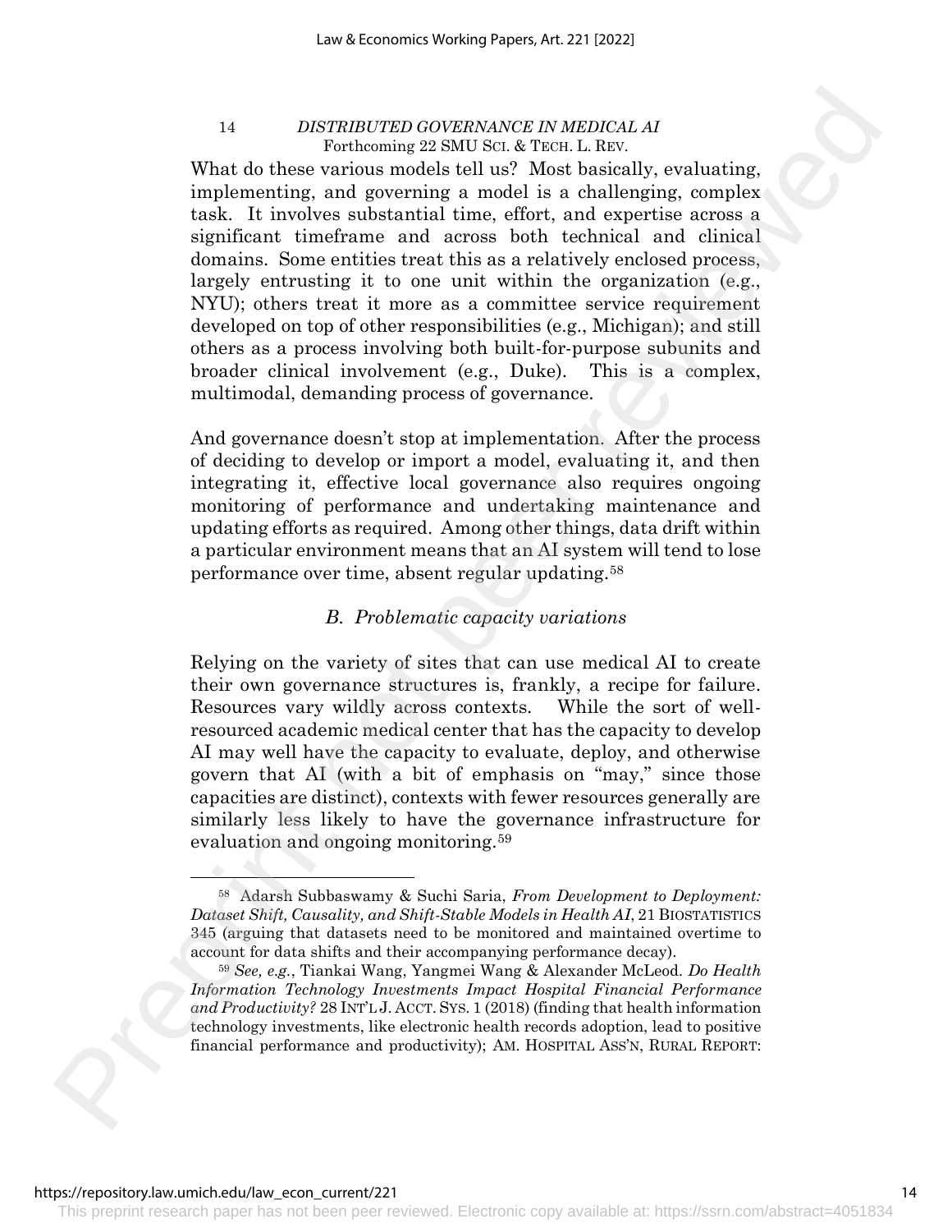What do these various models tell us? Most basically, evaluating, implementing, and governing a model is a challenging, complex task. It involves substantial time, effort, and expertise across a significant timeframe and across both technical and clinical domains. Some entities treat this as a relatively enclosed process, largely entrusting it to one unit within the organization (e.g., NYU); others treat it more as a committee service requirement developed on top of other responsibilities (e.g., Michigan); and still others as a process involving both built-for-purpose subunits and broader clinical involvement (e.g., Duke). This is a complex, multimodal, demanding process of governance.

And governance doesn't stop at implementation. After the process of deciding to develop or import a model, evaluating it, and then integrating it, effective local governance also requires ongoing monitoring of performance and undertaking maintenance and updating efforts as required. Among other things, data drift within a particular environment means that an AI system will tend to lose performance over time, absent regular updating.[58]

### *B. Problematic capacity variations*

Relying on the variety of sites that can use medical AI to create their own governance structures is, frankly, a recipe for failure. Resources vary wildly across contexts. While the sort of well-resourced academic medical center that has the capacity to develop AI may well have the capacity to evaluate, deploy, and otherwise govern that AI (with a bit of emphasis on "may," since those capacities are distinct), contexts with fewer resources generally are similarly less likely to have the governance infrastructure for evaluation and ongoing monitoring.[59]

---

[58] Adarsh Subbaswamy & Suchi Saria, *From Development to Deployment: Dataset Shift, Causality, and Shift-Stable Models in Health AI*, 21 BIOSTATISTICS 345 (arguing that datasets need to be monitored and maintained overtime to account for data shifts and their accompanying performance decay).

[59] *See, e.g.*, Tiankai Wang, Yangmei Wang & Alexander McLeod. *Do Health Information Technology Investments Impact Hospital Financial Performance and Productivity?* 28 INT'L J. ACCT. SYS. 1 (2018) (finding that health information technology investments, like electronic health records adoption, lead to positive financial performance and productivity); AM. HOSPITAL ASS'N, RURAL REPORT: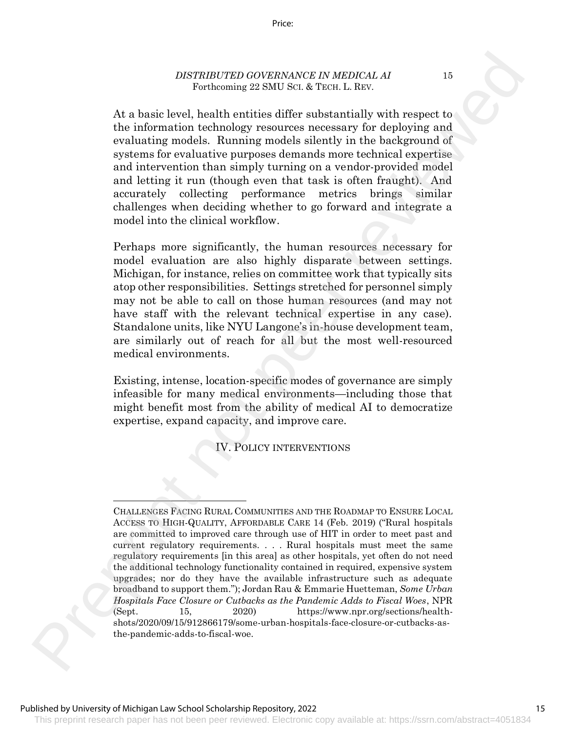At a basic level, health entities differ substantially with respect to the information technology resources necessary for deploying and evaluating models. Running models silently in the background of systems for evaluative purposes demands more technical expertise and intervention than simply turning on a vendor-provided model and letting it run (though even that task is often fraught). And accurately collecting performance metrics brings similar challenges when deciding whether to go forward and integrate a model into the clinical workflow.

Perhaps more significantly, the human resources necessary for model evaluation are also highly disparate between settings. Michigan, for instance, relies on committee work that typically sits atop other responsibilities. Settings stretched for personnel simply may not be able to call on those human resources (and may not have staff with the relevant technical expertise in any case). Standalone units, like NYU Langone's in-house development team, are similarly out of reach for all but the most well-resourced medical environments.

Existing, intense, location-specific modes of governance are simply infeasible for many medical environments—including those that might benefit most from the ability of medical AI to democratize expertise, expand capacity, and improve care.

## IV. POLICY INTERVENTIONS

CHALLENGES FACING RURAL COMMUNITIES AND THE ROADMAP TO ENSURE LOCAL ACCESS TO HIGH-QUALITY, AFFORDABLE CARE 14 (Feb. 2019) ("Rural hospitals are committed to improved care through use of HIT in order to meet past and current regulatory requirements. . . . Rural hospitals must meet the same regulatory requirements [in this area] as other hospitals, yet often do not need the additional technology functionality contained in required, expensive system upgrades; nor do they have the available infrastructure such as adequate broadband to support them."); Jordan Rau & Emmarie Huetteman, *Some Urban Hospitals Face Closure or Cutbacks as the Pandemic Adds to Fiscal Woes*, NPR (Sept. 15, 2020) https://www.npr.org/sections/health-shots/2020/09/15/912866179/some-urban-hospitals-face-closure-or-cutbacks-as-the-pandemic-adds-to-fiscal-woe.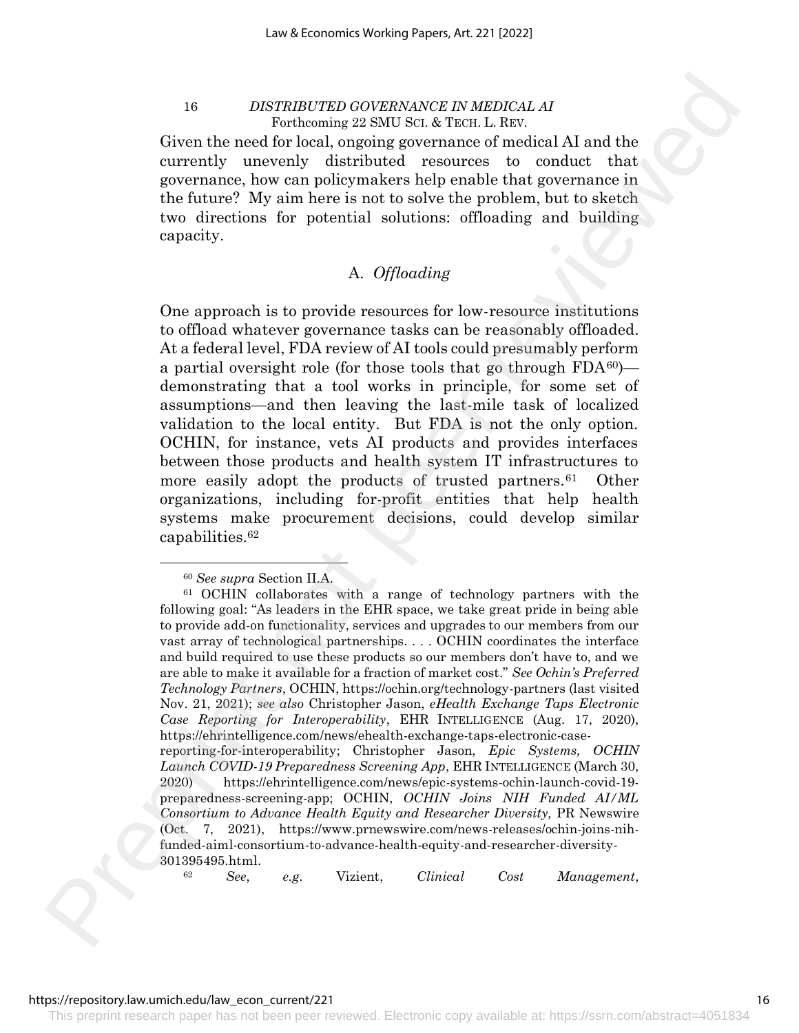Given the need for local, ongoing governance of medical AI and the currently unevenly distributed resources to conduct that governance, how can policymakers help enable that governance in the future? My aim here is not to solve the problem, but to sketch two directions for potential solutions: offloading and building capacity.

### A. *Offloading*

One approach is to provide resources for low-resource institutions to offload whatever governance tasks can be reasonably offloaded. At a federal level, FDA review of AI tools could presumably perform a partial oversight role (for those tools that go through FDA[60])—demonstrating that a tool works in principle, for some set of assumptions—and then leaving the last-mile task of localized validation to the local entity. But FDA is not the only option. OCHIN, for instance, vets AI products and provides interfaces between those products and health system IT infrastructures to more easily adopt the products of trusted partners.[61] Other organizations, including for-profit entities that help health systems make procurement decisions, could develop similar capabilities.[62]

---

[60] *See supra* Section II.A.

[61] OCHIN collaborates with a range of technology partners with the following goal: "As leaders in the EHR space, we take great pride in being able to provide add-on functionality, services and upgrades to our members from our vast array of technological partnerships. . . . OCHIN coordinates the interface and build required to use these products so our members don't have to, and we are able to make it available for a fraction of market cost." *See Ochin's Preferred Technology Partners*, OCHIN, https://ochin.org/technology-partners (last visited Nov. 21, 2021); *see also* Christopher Jason, *eHealth Exchange Taps Electronic Case Reporting for Interoperability*, EHR INTELLIGENCE (Aug. 17, 2020), https://ehrintelligence.com/news/ehealth-exchange-taps-electronic-case-reporting-for-interoperability; Christopher Jason, *Epic Systems, OCHIN Launch COVID-19 Preparedness Screening App*, EHR INTELLIGENCE (March 30, 2020) https://ehrintelligence.com/news/epic-systems-ochin-launch-covid-19-preparedness-screening-app; OCHIN, *OCHIN Joins NIH Funded AI/ML Consortium to Advance Health Equity and Researcher Diversity,* PR Newswire (Oct. 7, 2021), https://www.prnewswire.com/news-releases/ochin-joins-nih-funded-aiml-consortium-to-advance-health-equity-and-researcher-diversity-301395495.html.

[62] *See*, *e.g.* Vizient, *Clinical Cost Management*,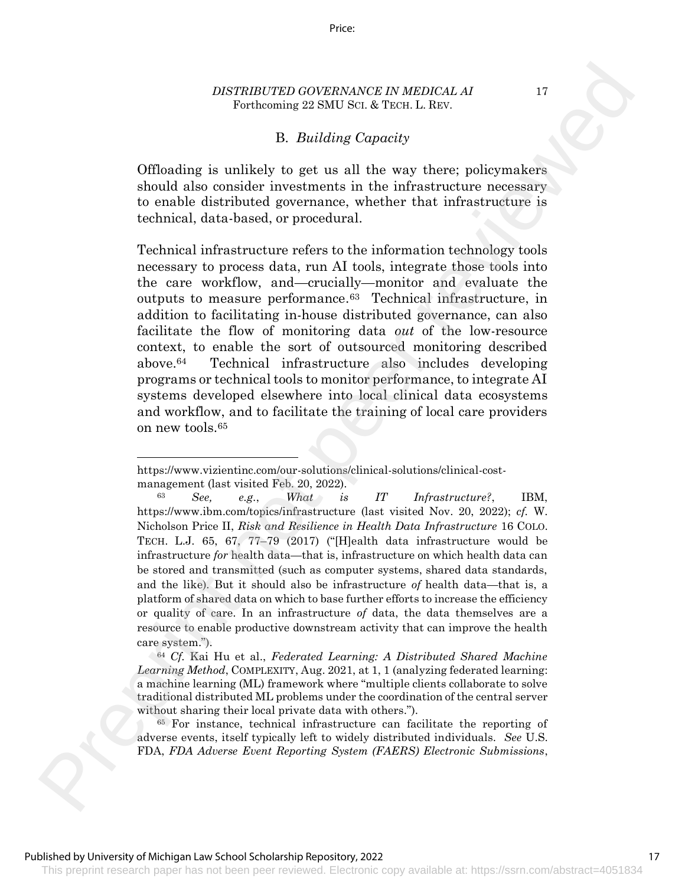## B. *Building Capacity*

Offloading is unlikely to get us all the way there; policymakers should also consider investments in the infrastructure necessary to enable distributed governance, whether that infrastructure is technical, data-based, or procedural.

Technical infrastructure refers to the information technology tools necessary to process data, run AI tools, integrate those tools into the care workflow, and—crucially—monitor and evaluate the outputs to measure performance.[63] Technical infrastructure, in addition to facilitating in-house distributed governance, can also facilitate the flow of monitoring data *out* of the low-resource context, to enable the sort of outsourced monitoring described above.[64] Technical infrastructure also includes developing programs or technical tools to monitor performance, to integrate AI systems developed elsewhere into local clinical data ecosystems and workflow, and to facilitate the training of local care providers on new tools.[65]

---

https://www.vizientinc.com/our-solutions/clinical-solutions/clinical-cost-management (last visited Feb. 20, 2022).

[63] *See, e.g.*, *What is IT Infrastructure?*, IBM, https://www.ibm.com/topics/infrastructure (last visited Nov. 20, 2022); *cf.* W. Nicholson Price II, *Risk and Resilience in Health Data Infrastructure* 16 COLO. TECH. L.J. 65, 67, 77–79 (2017) ("[H]ealth data infrastructure would be infrastructure *for* health data—that is, infrastructure on which health data can be stored and transmitted (such as computer systems, shared data standards, and the like). But it should also be infrastructure *of* health data—that is, a platform of shared data on which to base further efforts to increase the efficiency or quality of care. In an infrastructure *of* data, the data themselves are a resource to enable productive downstream activity that can improve the health care system.").

[64] *Cf.* Kai Hu et al., *Federated Learning: A Distributed Shared Machine Learning Method*, COMPLEXITY, Aug. 2021, at 1, 1 (analyzing federated learning: a machine learning (ML) framework where "multiple clients collaborate to solve traditional distributed ML problems under the coordination of the central server without sharing their local private data with others.").

[65] For instance, technical infrastructure can facilitate the reporting of adverse events, itself typically left to widely distributed individuals. *See* U.S. FDA, *FDA Adverse Event Reporting System (FAERS) Electronic Submissions*,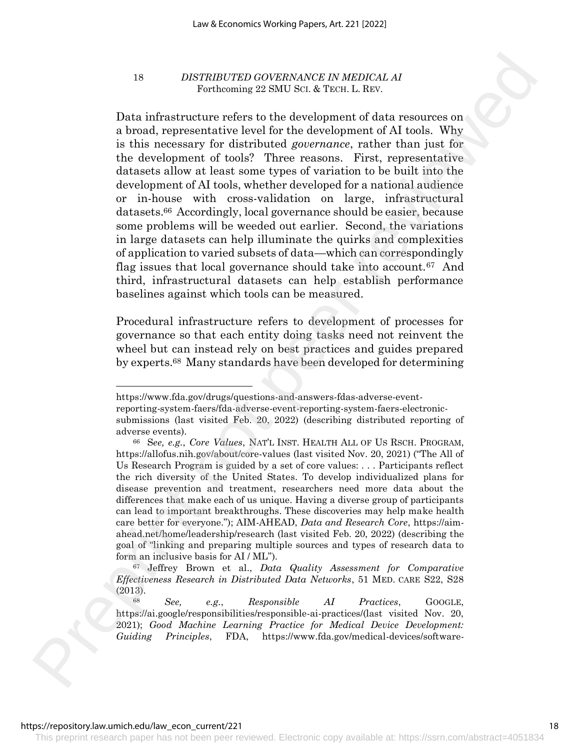Data infrastructure refers to the development of data resources on a broad, representative level for the development of AI tools. Why is this necessary for distributed *governance*, rather than just for the development of tools? Three reasons. First, representative datasets allow at least some types of variation to be built into the development of AI tools, whether developed for a national audience or in-house with cross-validation on large, infrastructural datasets.[66] Accordingly, local governance should be easier, because some problems will be weeded out earlier. Second, the variations in large datasets can help illuminate the quirks and complexities of application to varied subsets of data—which can correspondingly flag issues that local governance should take into account.[67] And third, infrastructural datasets can help establish performance baselines against which tools can be measured.

Procedural infrastructure refers to development of processes for governance so that each entity doing tasks need not reinvent the wheel but can instead rely on best practices and guides prepared by experts.[68] Many standards have been developed for determining

---

https://www.fda.gov/drugs/questions-and-answers-fdas-adverse-event-reporting-system-faers/fda-adverse-event-reporting-system-faers-electronic-submissions (last visited Feb. 20, 2022) (describing distributed reporting of adverse events).

[66] S*ee, e.g.*, *Core Values*, NAT'L INST. HEALTH ALL OF US RSCH. PROGRAM, https://allofus.nih.gov/about/core-values (last visited Nov. 20, 2021) ("The All of Us Research Program is guided by a set of core values: . . . Participants reflect the rich diversity of the United States. To develop individualized plans for disease prevention and treatment, researchers need more data about the differences that make each of us unique. Having a diverse group of participants can lead to important breakthroughs. These discoveries may help make health care better for everyone."); AIM-AHEAD, *Data and Research Core*, https://aim-ahead.net/home/leadership/research (last visited Feb. 20, 2022) (describing the goal of "linking and preparing multiple sources and types of research data to form an inclusive basis for AI / ML").

[67] Jeffrey Brown et al., *Data Quality Assessment for Comparative Effectiveness Research in Distributed Data Networks*, 51 MED. CARE S22, S28 (2013).

[68] *See, e.g.*, *Responsible AI Practices*, GOOGLE, https://ai.google/responsibilities/responsible-ai-practices/(last visited Nov. 20, 2021); *Good Machine Learning Practice for Medical Device Development: Guiding Principles*, FDA, https://www.fda.gov/medical-devices/software-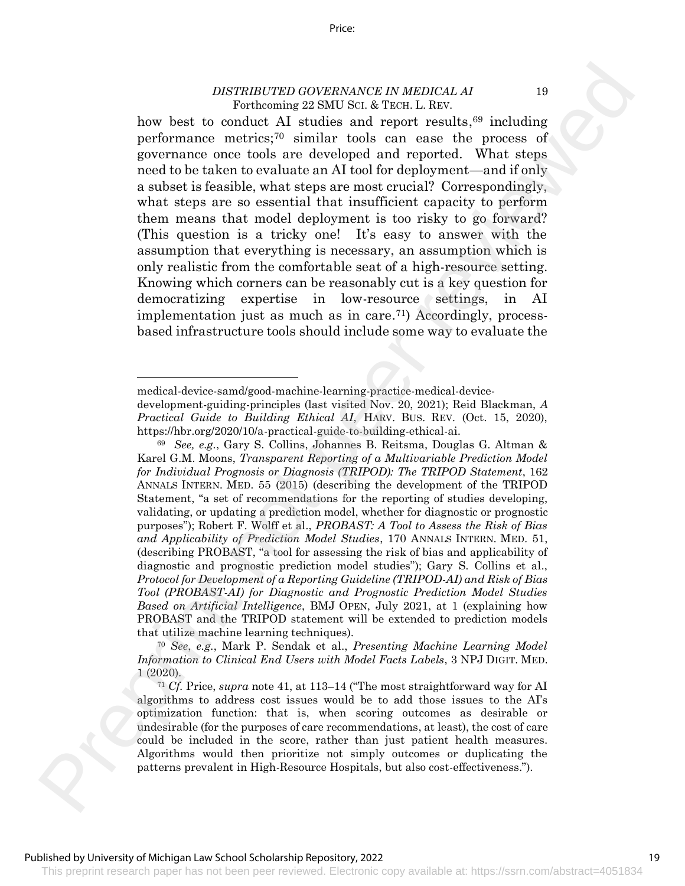how best to conduct AI studies and report results,[69] including performance metrics;[70] similar tools can ease the process of governance once tools are developed and reported. What steps need to be taken to evaluate an AI tool for deployment—and if only a subset is feasible, what steps are most crucial? Correspondingly, what steps are so essential that insufficient capacity to perform them means that model deployment is too risky to go forward? (This question is a tricky one! It's easy to answer with the assumption that everything is necessary, an assumption which is only realistic from the comfortable seat of a high-resource setting. Knowing which corners can be reasonably cut is a key question for democratizing expertise in low-resource settings, in AI implementation just as much as in care.[71]) Accordingly, process-based infrastructure tools should include some way to evaluate the

---

medical-device-samd/good-machine-learning-practice-medical-device-development-guiding-principles (last visited Nov. 20, 2021); Reid Blackman, *A Practical Guide to Building Ethical AI*, HARV. BUS. REV. (Oct. 15, 2020), https://hbr.org/2020/10/a-practical-guide-to-building-ethical-ai.

[69] *See, e.g.*, Gary S. Collins, Johannes B. Reitsma, Douglas G. Altman & Karel G.M. Moons, *Transparent Reporting of a Multivariable Prediction Model for Individual Prognosis or Diagnosis (TRIPOD): The TRIPOD Statement*, 162 ANNALS INTERN. MED. 55 (2015) (describing the development of the TRIPOD Statement, "a set of recommendations for the reporting of studies developing, validating, or updating a prediction model, whether for diagnostic or prognostic purposes"); Robert F. Wolff et al., *PROBAST: A Tool to Assess the Risk of Bias and Applicability of Prediction Model Studies*, 170 ANNALS INTERN. MED. 51, (describing PROBAST, "a tool for assessing the risk of bias and applicability of diagnostic and prognostic prediction model studies"); Gary S. Collins et al., *Protocol for Development of a Reporting Guideline (TRIPOD-AI) and Risk of Bias Tool (PROBAST-AI) for Diagnostic and Prognostic Prediction Model Studies Based on Artificial Intelligence*, BMJ OPEN, July 2021, at 1 (explaining how PROBAST and the TRIPOD statement will be extended to prediction models that utilize machine learning techniques).

[70] *See*, *e.g.*, Mark P. Sendak et al., *Presenting Machine Learning Model Information to Clinical End Users with Model Facts Labels*, 3 NPJ DIGIT. MED. 1 (2020).

[71] *Cf.* Price, *supra* note 41, at 113–14 ("The most straightforward way for AI algorithms to address cost issues would be to add those issues to the AI's optimization function: that is, when scoring outcomes as desirable or undesirable (for the purposes of care recommendations, at least), the cost of care could be included in the score, rather than just patient health measures. Algorithms would then prioritize not simply outcomes or duplicating the patterns prevalent in High-Resource Hospitals, but also cost-effectiveness.").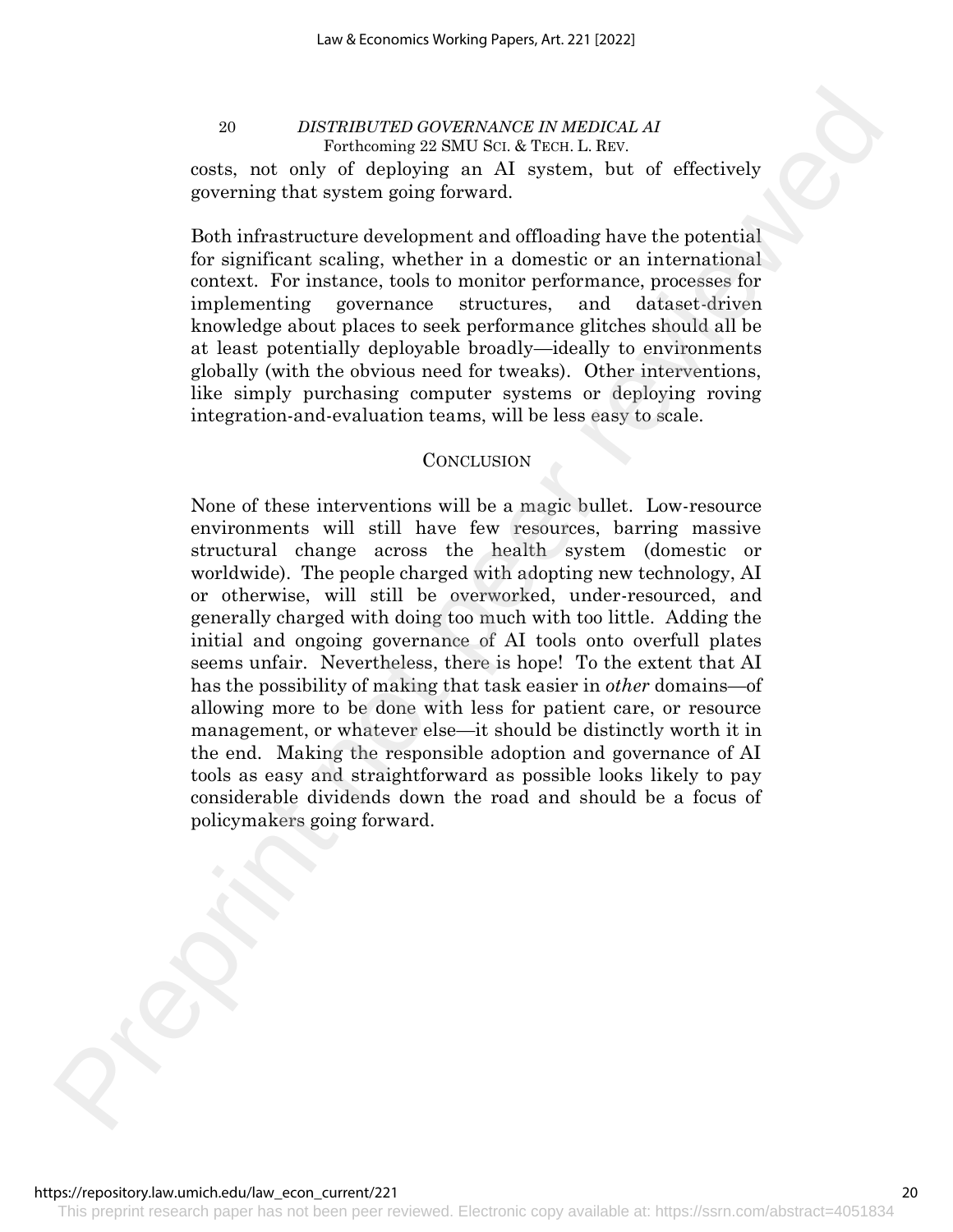costs, not only of deploying an AI system, but of effectively governing that system going forward.

Both infrastructure development and offloading have the potential for significant scaling, whether in a domestic or an international context. For instance, tools to monitor performance, processes for implementing governance structures, and dataset-driven knowledge about places to seek performance glitches should all be at least potentially deployable broadly—ideally to environments globally (with the obvious need for tweaks). Other interventions, like simply purchasing computer systems or deploying roving integration-and-evaluation teams, will be less easy to scale.

## CONCLUSION

None of these interventions will be a magic bullet. Low-resource environments will still have few resources, barring massive structural change across the health system (domestic or worldwide). The people charged with adopting new technology, AI or otherwise, will still be overworked, under-resourced, and generally charged with doing too much with too little. Adding the initial and ongoing governance of AI tools onto overfull plates seems unfair. Nevertheless, there is hope! To the extent that AI has the possibility of making that task easier in *other* domains—of allowing more to be done with less for patient care, or resource management, or whatever else—it should be distinctly worth it in the end. Making the responsible adoption and governance of AI tools as easy and straightforward as possible looks likely to pay considerable dividends down the road and should be a focus of policymakers going forward.